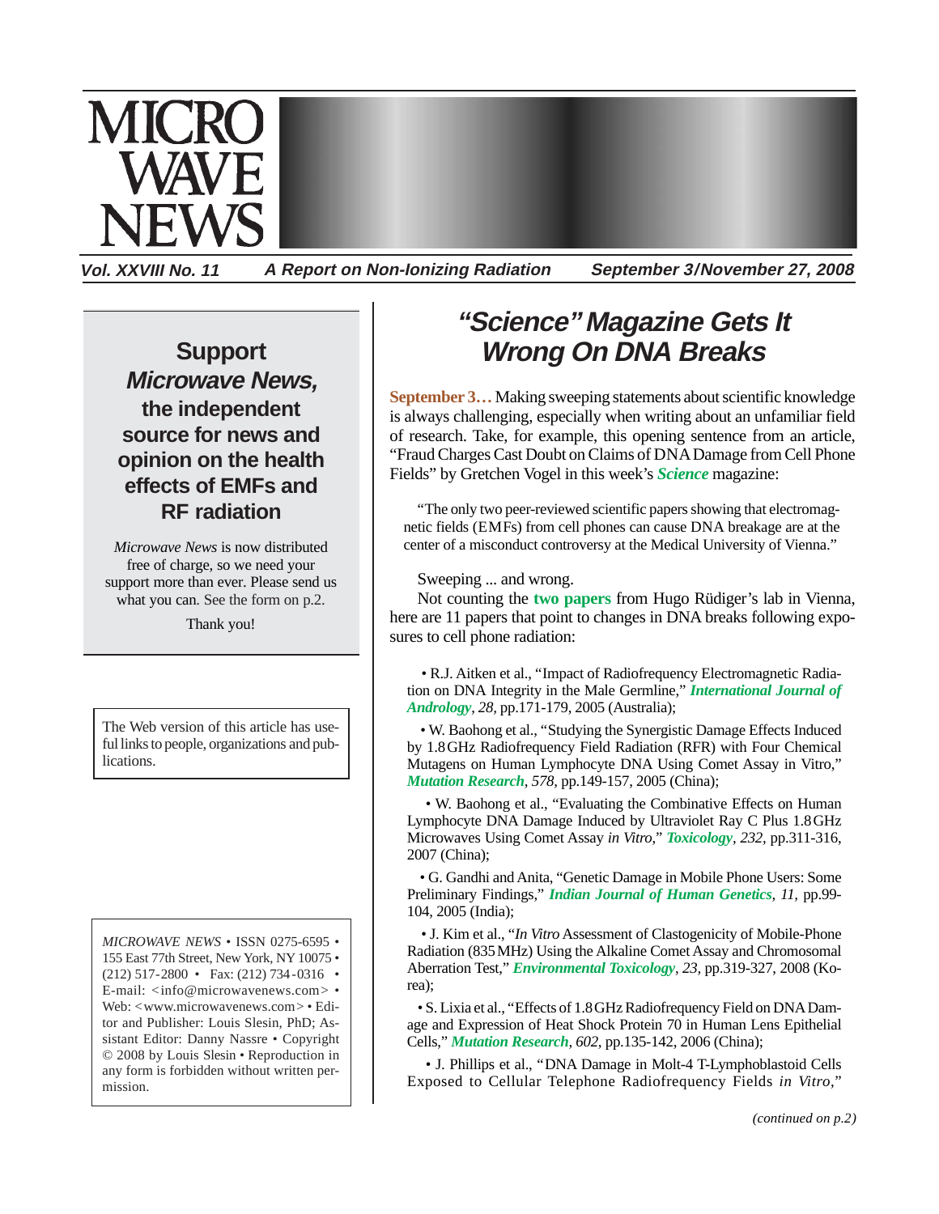# MICROWAVE NEWS

**Vol. XXVIII No. 11** — ***A Report on Non-Ionizing Radiation*** — **September 3/November 27, 2008**

## "Science" Magazine Gets It Wrong On DNA Breaks

**September 3…** Making sweeping statements about scientific knowledge is always challenging, especially when writing about an unfamiliar field of research. Take, for example, this opening sentence from an article, "Fraud Charges Cast Doubt on Claims of DNA Damage from Cell Phone Fields" by Gretchen Vogel in this week's ***Science*** magazine:

> "The only two peer-reviewed scientific papers showing that electromagnetic fields (EMFs) from cell phones can cause DNA breakage are at the center of a misconduct controversy at the Medical University of Vienna."

Sweeping ... and wrong.

Not counting the **two papers** from Hugo Rüdiger's lab in Vienna, here are 11 papers that point to changes in DNA breaks following exposures to cell phone radiation:

- R.J. Aitken et al., "Impact of Radiofrequency Electromagnetic Radiation on DNA Integrity in the Male Germline," ***International Journal of Andrology***, *28*, pp.171-179, 2005 (Australia);
- W. Baohong et al., "Studying the Synergistic Damage Effects Induced by 1.8 GHz Radiofrequency Field Radiation (RFR) with Four Chemical Mutagens on Human Lymphocyte DNA Using Comet Assay in Vitro," ***Mutation Research***, *578*, pp.149-157, 2005 (China);
- W. Baohong et al., "Evaluating the Combinative Effects on Human Lymphocyte DNA Damage Induced by Ultraviolet Ray C Plus 1.8 GHz Microwaves Using Comet Assay *in Vitro*," ***Toxicology***, *232*, pp.311-316, 2007 (China);
- G. Gandhi and Anita, "Genetic Damage in Mobile Phone Users: Some Preliminary Findings," ***Indian Journal of Human Genetics***, *11*, pp.99-104, 2005 (India);
- J. Kim et al., "*In Vitro* Assessment of Clastogenicity of Mobile-Phone Radiation (835 MHz) Using the Alkaline Comet Assay and Chromosomal Aberration Test," ***Environmental Toxicology***, *23*, pp.319-327, 2008 (Korea);
- S. Lixia et al., "Effects of 1.8 GHz Radiofrequency Field on DNA Damage and Expression of Heat Shock Protein 70 in Human Lens Epithelial Cells," ***Mutation Research***, *602*, pp.135-142, 2006 (China);
- J. Phillips et al., "DNA Damage in Molt-4 T-Lymphoblastoid Cells Exposed to Cellular Telephone Radiofrequency Fields *in Vitro*,"

*(continued on p.2)*

---

**Support *Microwave News*, the independent source for news and opinion on the health effects of EMFs and RF radiation**

*Microwave News* is now distributed free of charge, so we need your support more than ever. Please send us what you can. See the form on p.2.

Thank you!

---

The Web version of this article has useful links to people, organizations and publications.

---

*MICROWAVE NEWS* • ISSN 0275-6595 • 155 East 77th Street, New York, NY 10075 • (212) 517-2800 • Fax: (212) 734-0316 • E-mail: <info@microwavenews.com> • Web: <www.microwavenews.com> • Editor and Publisher: Louis Slesin, PhD; Assistant Editor: Danny Nassre • Copyright © 2008 by Louis Slesin • Reproduction in any form is forbidden without written permission.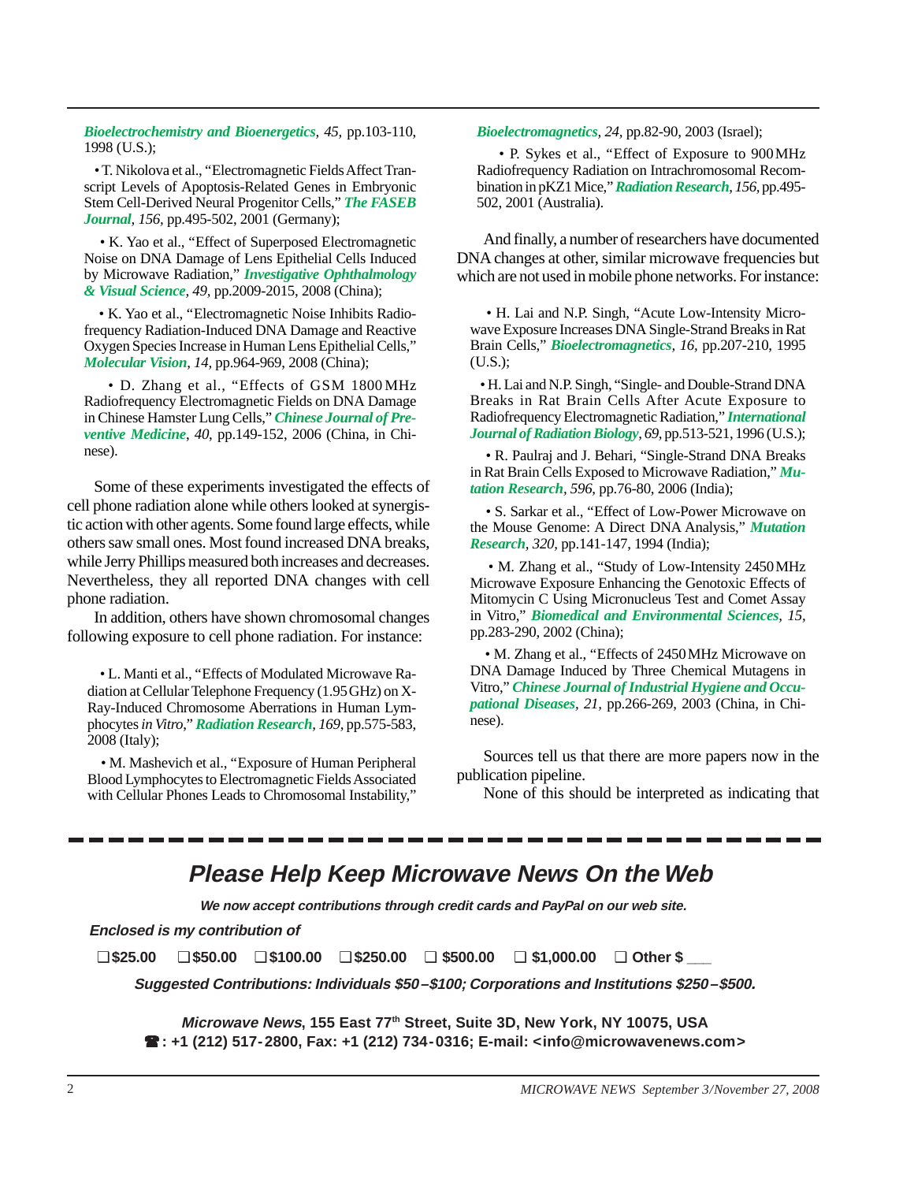*Bioelectrochemistry and Bioenergetics, 45,* pp.103-110, 1998 (U.S.);

• T. Nikolova et al., "Electromagnetic Fields Affect Transcript Levels of Apoptosis-Related Genes in Embryonic Stem Cell-Derived Neural Progenitor Cells," ***The FASEB Journal****, 156,* pp.495-502, 2001 (Germany);

• K. Yao et al., "Effect of Superposed Electromagnetic Noise on DNA Damage of Lens Epithelial Cells Induced by Microwave Radiation," ***Investigative Ophthalmology & Visual Science****, 49,* pp.2009-2015, 2008 (China);

• K. Yao et al., "Electromagnetic Noise Inhibits Radiofrequency Radiation-Induced DNA Damage and Reactive Oxygen Species Increase in Human Lens Epithelial Cells," ***Molecular Vision****, 14,* pp.964-969, 2008 (China);

• D. Zhang et al., "Effects of GSM 1800 MHz Radiofrequency Electromagnetic Fields on DNA Damage in Chinese Hamster Lung Cells," ***Chinese Journal of Preventive Medicine****, 40,* pp.149-152, 2006 (China, in Chinese).

Some of these experiments investigated the effects of cell phone radiation alone while others looked at synergistic action with other agents. Some found large effects, while others saw small ones. Most found increased DNA breaks, while Jerry Phillips measured both increases and decreases. Nevertheless, they all reported DNA changes with cell phone radiation.

In addition, others have shown chromosomal changes following exposure to cell phone radiation. For instance:

• L. Manti et al., "Effects of Modulated Microwave Radiation at Cellular Telephone Frequency (1.95 GHz) on X-Ray-Induced Chromosome Aberrations in Human Lymphocytes *in Vitro*," ***Radiation Research****, 169,* pp.575-583, 2008 (Italy);

• M. Mashevich et al., "Exposure of Human Peripheral Blood Lymphocytes to Electromagnetic Fields Associated with Cellular Phones Leads to Chromosomal Instability," ***Bioelectromagnetics****, 24,* pp.82-90, 2003 (Israel);

• P. Sykes et al., "Effect of Exposure to 900 MHz Radiofrequency Radiation on Intrachromosomal Recombination in pKZ1 Mice," ***Radiation Research****, 156,* pp.495-502, 2001 (Australia).

And finally, a number of researchers have documented DNA changes at other, similar microwave frequencies but which are not used in mobile phone networks. For instance:

• H. Lai and N.P. Singh, "Acute Low-Intensity Microwave Exposure Increases DNA Single-Strand Breaks in Rat Brain Cells," ***Bioelectromagnetics****, 16,* pp.207-210, 1995 (U.S.);

• H. Lai and N.P. Singh, "Single- and Double-Strand DNA Breaks in Rat Brain Cells After Acute Exposure to Radiofrequency Electromagnetic Radiation," ***International Journal of Radiation Biology****, 69,* pp.513-521, 1996 (U.S.);

• R. Paulraj and J. Behari, "Single-Strand DNA Breaks in Rat Brain Cells Exposed to Microwave Radiation," ***Mutation Research****, 596,* pp.76-80, 2006 (India);

• S. Sarkar et al., "Effect of Low-Power Microwave on the Mouse Genome: A Direct DNA Analysis," ***Mutation Research****, 320,* pp.141-147, 1994 (India);

• M. Zhang et al., "Study of Low-Intensity 2450 MHz Microwave Exposure Enhancing the Genotoxic Effects of Mitomycin C Using Micronucleus Test and Comet Assay in Vitro," ***Biomedical and Environmental Sciences****, 15,* pp.283-290, 2002 (China);

• M. Zhang et al., "Effects of 2450 MHz Microwave on DNA Damage Induced by Three Chemical Mutagens in Vitro," ***Chinese Journal of Industrial Hygiene and Occupational Diseases****, 21,* pp.266-269, 2003 (China, in Chinese).

Sources tell us that there are more papers now in the publication pipeline.

None of this should be interpreted as indicating that

## *Please Help Keep Microwave News On the Web*

***We now accept contributions through credit cards and PayPal on our web site.***

***Enclosed is my contribution of***

**❑ $25.00 ❑ $50.00 ❑ $100.00 ❑ $250.00 ❑ $500.00 ❑ $1,000.00 ❑ Other $ ___**

***Suggested Contributions: Individuals $50–$100; Corporations and Institutions $250–$500.***

***Microwave News*, 155 East 77th Street, Suite 3D, New York, NY 10075, USA**
**☎: +1 (212) 517-2800, Fax: +1 (212) 734-0316; E-mail: <info@microwavenews.com>**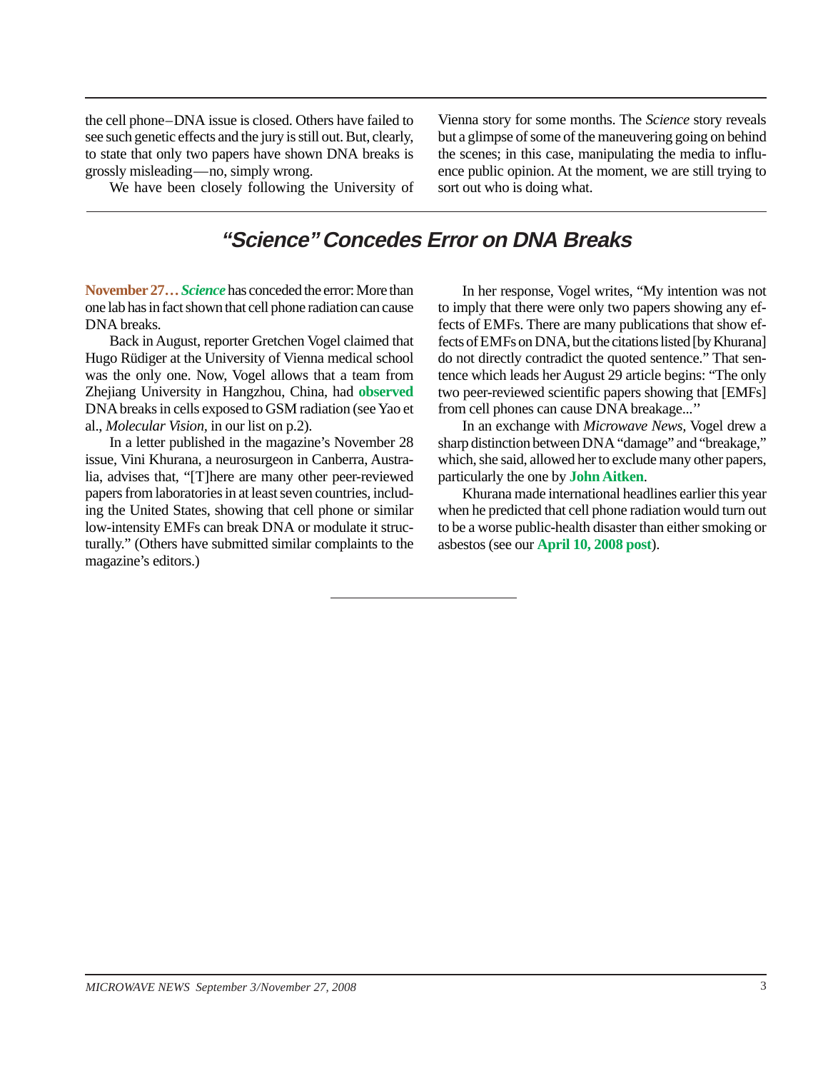the cell phone–DNA issue is closed. Others have failed to see such genetic effects and the jury is still out. But, clearly, to state that only two papers have shown DNA breaks is grossly misleading—no, simply wrong.

We have been closely following the University of Vienna story for some months. The *Science* story reveals but a glimpse of some of the maneuvering going on behind the scenes; in this case, manipulating the media to influence public opinion. At the moment, we are still trying to sort out who is doing what.

## *"Science" Concedes Error on DNA Breaks*

**November 27…** ***Science*** has conceded the error: More than one lab has in fact shown that cell phone radiation can cause DNA breaks.

Back in August, reporter Gretchen Vogel claimed that Hugo Rüdiger at the University of Vienna medical school was the only one. Now, Vogel allows that a team from Zhejiang University in Hangzhou, China, had **observed** DNA breaks in cells exposed to GSM radiation (see Yao et al., *Molecular Vision*, in our list on p.2).

In a letter published in the magazine's November 28 issue, Vini Khurana, a neurosurgeon in Canberra, Australia, advises that, "[T]here are many other peer-reviewed papers from laboratories in at least seven countries, including the United States, showing that cell phone or similar low-intensity EMFs can break DNA or modulate it structurally." (Others have submitted similar complaints to the magazine's editors.)

In her response, Vogel writes, "My intention was not to imply that there were only two papers showing any effects of EMFs. There are many publications that show effects of EMFs on DNA, but the citations listed [by Khurana] do not directly contradict the quoted sentence." That sentence which leads her August 29 article begins: "The only two peer-reviewed scientific papers showing that [EMFs] from cell phones can cause DNA breakage..."

In an exchange with *Microwave News*, Vogel drew a sharp distinction between DNA "damage" and "breakage," which, she said, allowed her to exclude many other papers, particularly the one by **John Aitken**.

Khurana made international headlines earlier this year when he predicted that cell phone radiation would turn out to be a worse public-health disaster than either smoking or asbestos (see our **April 10, 2008 post**).